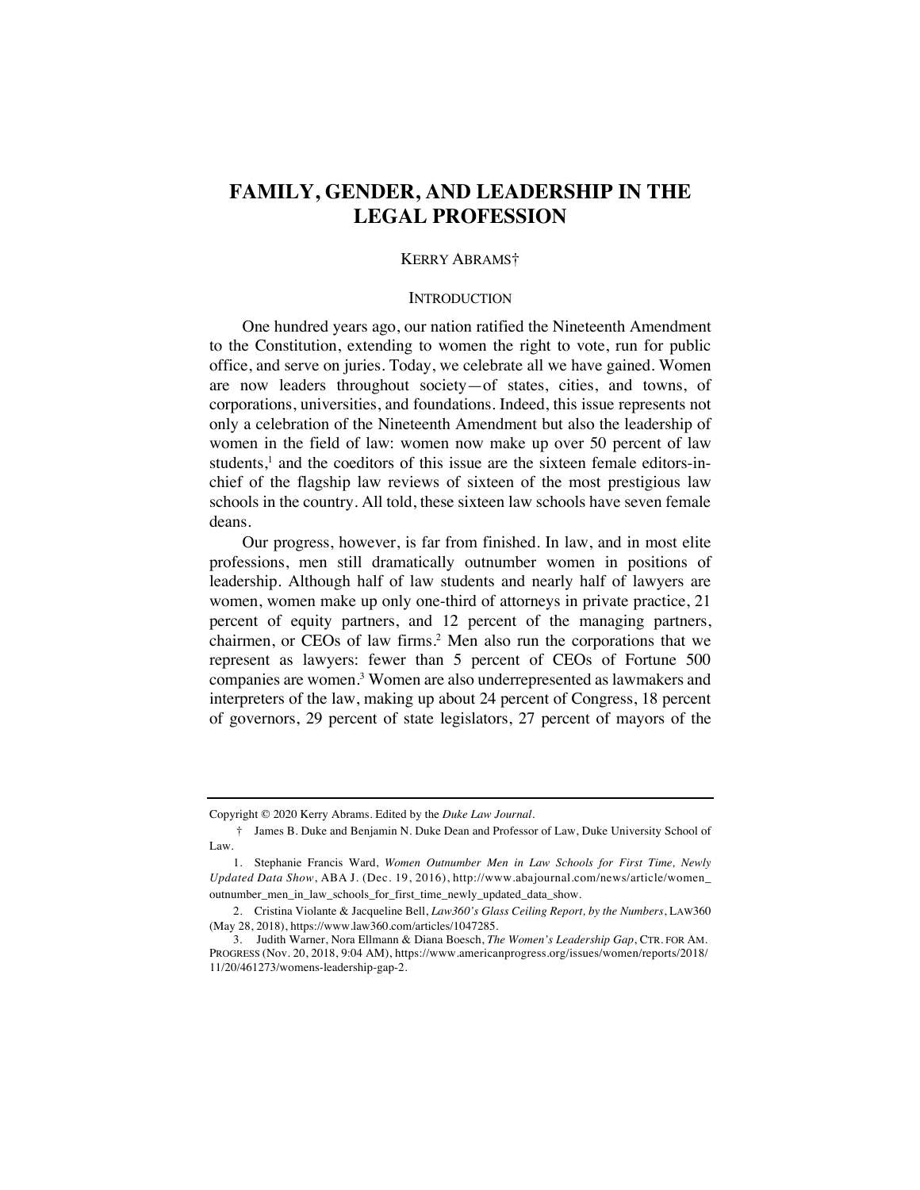# FAMILY, GENDER, AND LEADERSHIP IN THE LEGAL PROFESSION

KERRY ABRAMS†

## INTRODUCTION

One hundred years ago, our nation ratified the Nineteenth Amendment to the Constitution, extending to women the right to vote, run for public office, and serve on juries. Today, we celebrate all we have gained. Women are now leaders throughout society—of states, cities, and towns, of corporations, universities, and foundations. Indeed, this issue represents not only a celebration of the Nineteenth Amendment but also the leadership of women in the field of law: women now make up over 50 percent of law students,[1] and the coeditors of this issue are the sixteen female editors-in-chief of the flagship law reviews of sixteen of the most prestigious law schools in the country. All told, these sixteen law schools have seven female deans.

Our progress, however, is far from finished. In law, and in most elite professions, men still dramatically outnumber women in positions of leadership. Although half of law students and nearly half of lawyers are women, women make up only one-third of attorneys in private practice, 21 percent of equity partners, and 12 percent of the managing partners, chairmen, or CEOs of law firms.[2] Men also run the corporations that we represent as lawyers: fewer than 5 percent of CEOs of Fortune 500 companies are women.[3] Women are also underrepresented as lawmakers and interpreters of the law, making up about 24 percent of Congress, 18 percent of governors, 29 percent of state legislators, 27 percent of mayors of the

---

Copyright © 2020 Kerry Abrams. Edited by the *Duke Law Journal*.

† James B. Duke and Benjamin N. Duke Dean and Professor of Law, Duke University School of Law.

1. Stephanie Francis Ward, *Women Outnumber Men in Law Schools for First Time, Newly Updated Data Show*, ABA J. (Dec. 19, 2016), http://www.abajournal.com/news/article/women_outnumber_men_in_law_schools_for_first_time_newly_updated_data_show.

2. Cristina Violante & Jacqueline Bell, *Law360's Glass Ceiling Report, by the Numbers*, LAW360 (May 28, 2018), https://www.law360.com/articles/1047285.

3. Judith Warner, Nora Ellmann & Diana Boesch, *The Women's Leadership Gap*, CTR. FOR AM. PROGRESS (Nov. 20, 2018, 9:04 AM), https://www.americanprogress.org/issues/women/reports/2018/11/20/461273/womens-leadership-gap-2.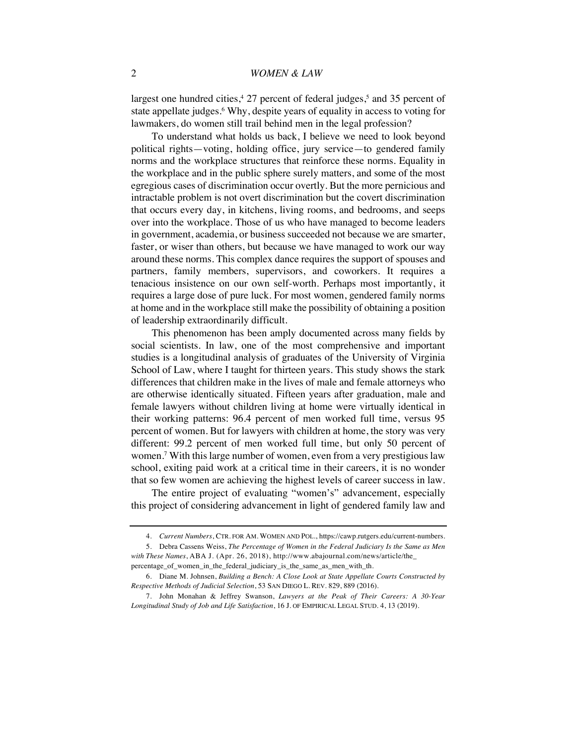largest one hundred cities,[4] 27 percent of federal judges,[5] and 35 percent of state appellate judges.[6] Why, despite years of equality in access to voting for lawmakers, do women still trail behind men in the legal profession?

To understand what holds us back, I believe we need to look beyond political rights—voting, holding office, jury service—to gendered family norms and the workplace structures that reinforce these norms. Equality in the workplace and in the public sphere surely matters, and some of the most egregious cases of discrimination occur overtly. But the more pernicious and intractable problem is not overt discrimination but the covert discrimination that occurs every day, in kitchens, living rooms, and bedrooms, and seeps over into the workplace. Those of us who have managed to become leaders in government, academia, or business succeeded not because we are smarter, faster, or wiser than others, but because we have managed to work our way around these norms. This complex dance requires the support of spouses and partners, family members, supervisors, and coworkers. It requires a tenacious insistence on our own self-worth. Perhaps most importantly, it requires a large dose of pure luck. For most women, gendered family norms at home and in the workplace still make the possibility of obtaining a position of leadership extraordinarily difficult.

This phenomenon has been amply documented across many fields by social scientists. In law, one of the most comprehensive and important studies is a longitudinal analysis of graduates of the University of Virginia School of Law, where I taught for thirteen years. This study shows the stark differences that children make in the lives of male and female attorneys who are otherwise identically situated. Fifteen years after graduation, male and female lawyers without children living at home were virtually identical in their working patterns: 96.4 percent of men worked full time, versus 95 percent of women. But for lawyers with children at home, the story was very different: 99.2 percent of men worked full time, but only 50 percent of women.[7] With this large number of women, even from a very prestigious law school, exiting paid work at a critical time in their careers, it is no wonder that so few women are achieving the highest levels of career success in law.

The entire project of evaluating "women's" advancement, especially this project of considering advancement in light of gendered family law and

---

4. *Current Numbers*, CTR. FOR AM. WOMEN AND POL., https://cawp.rutgers.edu/current-numbers.

5. Debra Cassens Weiss, *The Percentage of Women in the Federal Judiciary Is the Same as Men with These Names*, ABA J. (Apr. 26, 2018), http://www.abajournal.com/news/article/the_percentage_of_women_in_the_federal_judiciary_is_the_same_as_men_with_th.

6. Diane M. Johnsen, *Building a Bench: A Close Look at State Appellate Courts Constructed by Respective Methods of Judicial Selection*, 53 SAN DIEGO L. REV. 829, 889 (2016).

7. John Monahan & Jeffrey Swanson, *Lawyers at the Peak of Their Careers: A 30-Year Longitudinal Study of Job and Life Satisfaction*, 16 J. OF EMPIRICAL LEGAL STUD. 4, 13 (2019).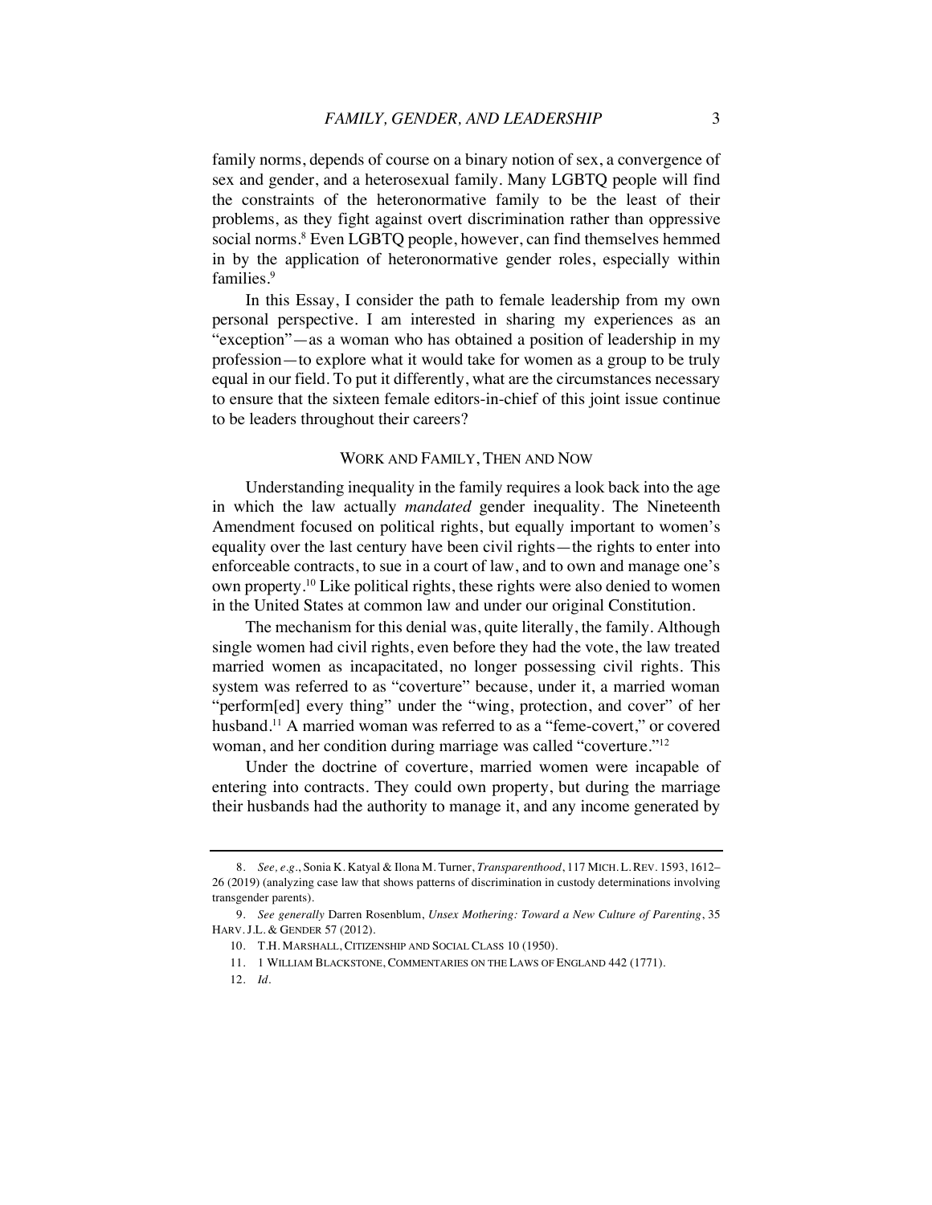family norms, depends of course on a binary notion of sex, a convergence of sex and gender, and a heterosexual family. Many LGBTQ people will find the constraints of the heteronormative family to be the least of their problems, as they fight against overt discrimination rather than oppressive social norms.[8] Even LGBTQ people, however, can find themselves hemmed in by the application of heteronormative gender roles, especially within families.[9]

In this Essay, I consider the path to female leadership from my own personal perspective. I am interested in sharing my experiences as an "exception"—as a woman who has obtained a position of leadership in my profession—to explore what it would take for women as a group to be truly equal in our field. To put it differently, what are the circumstances necessary to ensure that the sixteen female editors-in-chief of this joint issue continue to be leaders throughout their careers?

## WORK AND FAMILY, THEN AND NOW

Understanding inequality in the family requires a look back into the age in which the law actually *mandated* gender inequality. The Nineteenth Amendment focused on political rights, but equally important to women's equality over the last century have been civil rights—the rights to enter into enforceable contracts, to sue in a court of law, and to own and manage one's own property.[10] Like political rights, these rights were also denied to women in the United States at common law and under our original Constitution.

The mechanism for this denial was, quite literally, the family. Although single women had civil rights, even before they had the vote, the law treated married women as incapacitated, no longer possessing civil rights. This system was referred to as "coverture" because, under it, a married woman "perform[ed] every thing" under the "wing, protection, and cover" of her husband.[11] A married woman was referred to as a "feme-covert," or covered woman, and her condition during marriage was called "coverture."[12]

Under the doctrine of coverture, married women were incapable of entering into contracts. They could own property, but during the marriage their husbands had the authority to manage it, and any income generated by

---

8. *See, e.g.*, Sonia K. Katyal & Ilona M. Turner, *Transparenthood*, 117 MICH. L. REV. 1593, 1612–26 (2019) (analyzing case law that shows patterns of discrimination in custody determinations involving transgender parents).

9. *See generally* Darren Rosenblum, *Unsex Mothering: Toward a New Culture of Parenting*, 35 HARV. J.L. & GENDER 57 (2012).

10. T.H. MARSHALL, CITIZENSHIP AND SOCIAL CLASS 10 (1950).

11. 1 WILLIAM BLACKSTONE, COMMENTARIES ON THE LAWS OF ENGLAND 442 (1771).

12. *Id.*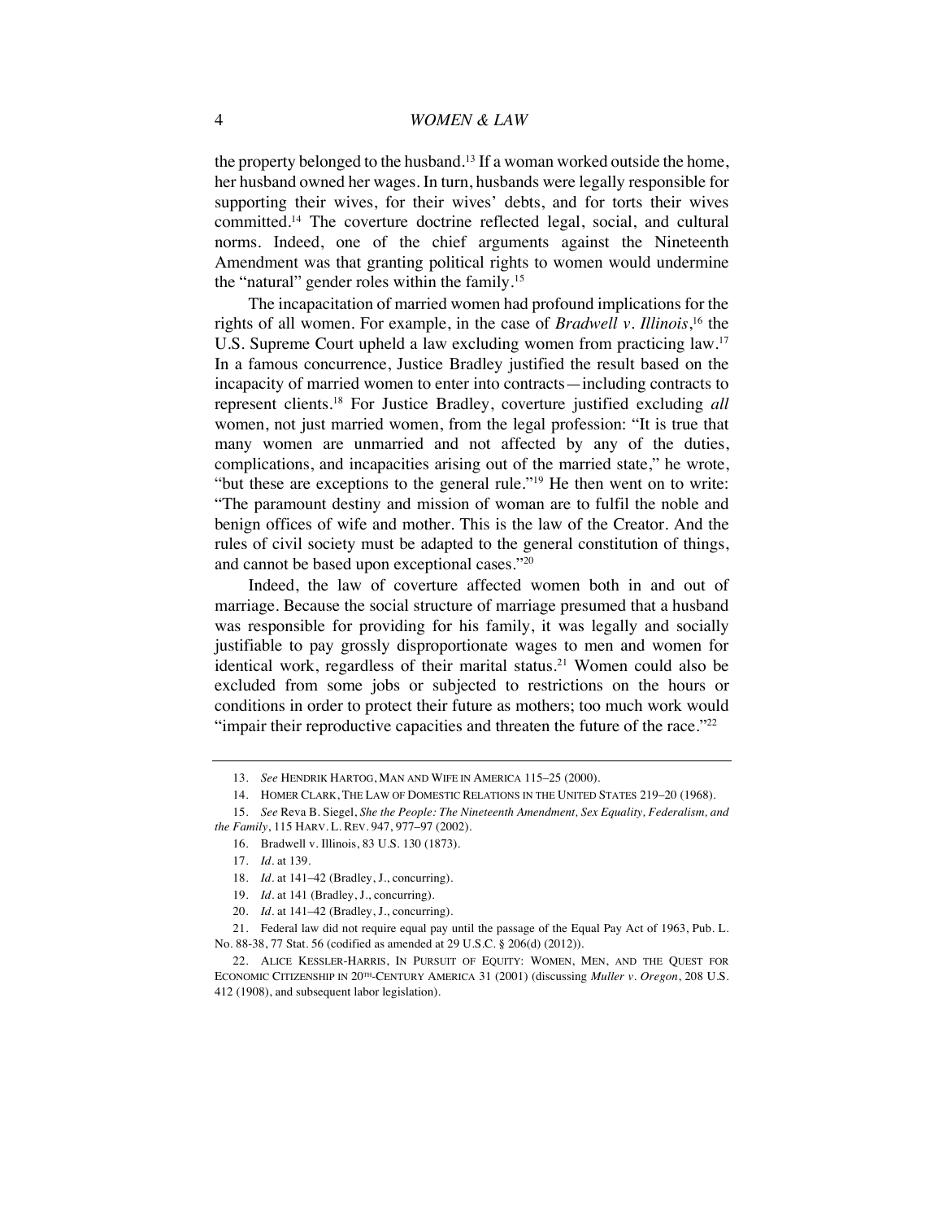the property belonged to the husband.[13] If a woman worked outside the home, her husband owned her wages. In turn, husbands were legally responsible for supporting their wives, for their wives' debts, and for torts their wives committed.[14] The coverture doctrine reflected legal, social, and cultural norms. Indeed, one of the chief arguments against the Nineteenth Amendment was that granting political rights to women would undermine the "natural" gender roles within the family.[15]

The incapacitation of married women had profound implications for the rights of all women. For example, in the case of *Bradwell v. Illinois*,[16] the U.S. Supreme Court upheld a law excluding women from practicing law.[17] In a famous concurrence, Justice Bradley justified the result based on the incapacity of married women to enter into contracts—including contracts to represent clients.[18] For Justice Bradley, coverture justified excluding *all* women, not just married women, from the legal profession: "It is true that many women are unmarried and not affected by any of the duties, complications, and incapacities arising out of the married state," he wrote, "but these are exceptions to the general rule."[19] He then went on to write: "The paramount destiny and mission of woman are to fulfil the noble and benign offices of wife and mother. This is the law of the Creator. And the rules of civil society must be adapted to the general constitution of things, and cannot be based upon exceptional cases."[20]

Indeed, the law of coverture affected women both in and out of marriage. Because the social structure of marriage presumed that a husband was responsible for providing for his family, it was legally and socially justifiable to pay grossly disproportionate wages to men and women for identical work, regardless of their marital status.[21] Women could also be excluded from some jobs or subjected to restrictions on the hours or conditions in order to protect their future as mothers; too much work would "impair their reproductive capacities and threaten the future of the race."[22]

---

13. *See* HENDRIK HARTOG, MAN AND WIFE IN AMERICA 115–25 (2000).

14. HOMER CLARK, THE LAW OF DOMESTIC RELATIONS IN THE UNITED STATES 219–20 (1968).

15. *See* Reva B. Siegel, *She the People: The Nineteenth Amendment, Sex Equality, Federalism, and the Family*, 115 HARV. L. REV. 947, 977–97 (2002).

16. Bradwell v. Illinois, 83 U.S. 130 (1873).

17. *Id.* at 139.

18. *Id.* at 141–42 (Bradley, J., concurring).

19. *Id.* at 141 (Bradley, J., concurring).

20. *Id.* at 141–42 (Bradley, J., concurring).

21. Federal law did not require equal pay until the passage of the Equal Pay Act of 1963, Pub. L. No. 88-38, 77 Stat. 56 (codified as amended at 29 U.S.C. § 206(d) (2012)).

22. ALICE KESSLER-HARRIS, IN PURSUIT OF EQUITY: WOMEN, MEN, AND THE QUEST FOR ECONOMIC CITIZENSHIP IN 20TH-CENTURY AMERICA 31 (2001) (discussing *Muller v. Oregon*, 208 U.S. 412 (1908), and subsequent labor legislation).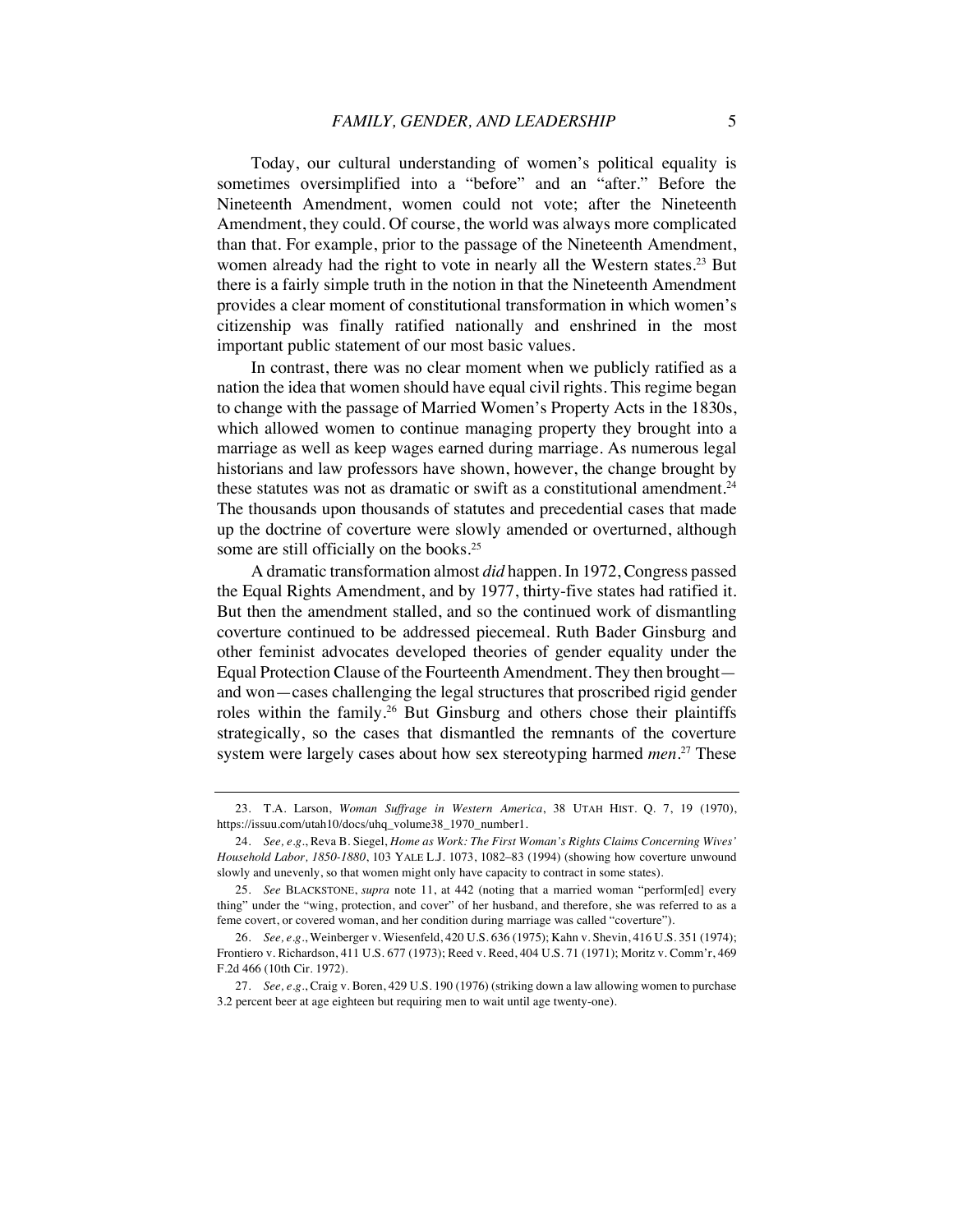Today, our cultural understanding of women's political equality is sometimes oversimplified into a "before" and an "after." Before the Nineteenth Amendment, women could not vote; after the Nineteenth Amendment, they could. Of course, the world was always more complicated than that. For example, prior to the passage of the Nineteenth Amendment, women already had the right to vote in nearly all the Western states.[23] But there is a fairly simple truth in the notion in that the Nineteenth Amendment provides a clear moment of constitutional transformation in which women's citizenship was finally ratified nationally and enshrined in the most important public statement of our most basic values.

In contrast, there was no clear moment when we publicly ratified as a nation the idea that women should have equal civil rights. This regime began to change with the passage of Married Women's Property Acts in the 1830s, which allowed women to continue managing property they brought into a marriage as well as keep wages earned during marriage. As numerous legal historians and law professors have shown, however, the change brought by these statutes was not as dramatic or swift as a constitutional amendment.[24] The thousands upon thousands of statutes and precedential cases that made up the doctrine of coverture were slowly amended or overturned, although some are still officially on the books.[25]

A dramatic transformation almost *did* happen. In 1972, Congress passed the Equal Rights Amendment, and by 1977, thirty-five states had ratified it. But then the amendment stalled, and so the continued work of dismantling coverture continued to be addressed piecemeal. Ruth Bader Ginsburg and other feminist advocates developed theories of gender equality under the Equal Protection Clause of the Fourteenth Amendment. They then brought—and won—cases challenging the legal structures that proscribed rigid gender roles within the family.[26] But Ginsburg and others chose their plaintiffs strategically, so the cases that dismantled the remnants of the coverture system were largely cases about how sex stereotyping harmed *men*.[27] These

---

23. T.A. Larson, *Woman Suffrage in Western America*, 38 UTAH HIST. Q. 7, 19 (1970), https://issuu.com/utah10/docs/uhq_volume38_1970_number1.

24. *See, e.g.*, Reva B. Siegel, *Home as Work: The First Woman's Rights Claims Concerning Wives' Household Labor, 1850-1880*, 103 YALE L.J. 1073, 1082–83 (1994) (showing how coverture unwound slowly and unevenly, so that women might only have capacity to contract in some states).

25. *See* BLACKSTONE, *supra* note 11, at 442 (noting that a married woman "perform[ed] every thing" under the "wing, protection, and cover" of her husband, and therefore, she was referred to as a feme covert, or covered woman, and her condition during marriage was called "coverture").

26. *See, e.g.*, Weinberger v. Wiesenfeld, 420 U.S. 636 (1975); Kahn v. Shevin, 416 U.S. 351 (1974); Frontiero v. Richardson, 411 U.S. 677 (1973); Reed v. Reed, 404 U.S. 71 (1971); Moritz v. Comm'r, 469 F.2d 466 (10th Cir. 1972).

27. *See, e.g.*, Craig v. Boren, 429 U.S. 190 (1976) (striking down a law allowing women to purchase 3.2 percent beer at age eighteen but requiring men to wait until age twenty-one).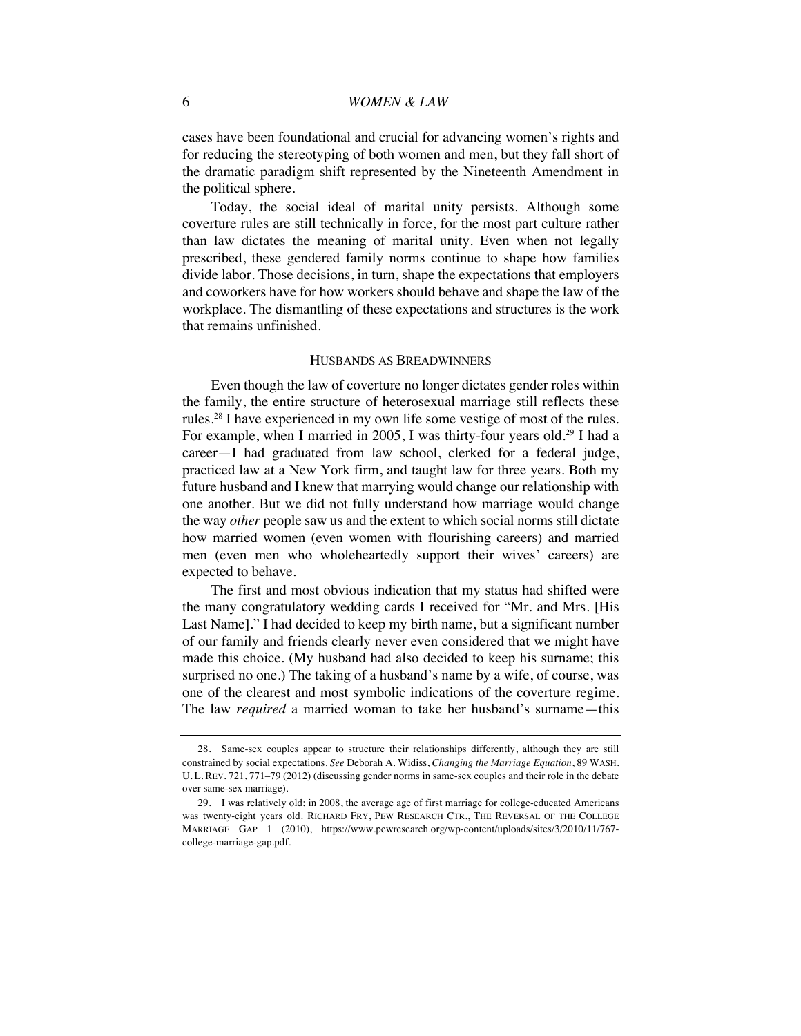cases have been foundational and crucial for advancing women's rights and for reducing the stereotyping of both women and men, but they fall short of the dramatic paradigm shift represented by the Nineteenth Amendment in the political sphere.

Today, the social ideal of marital unity persists. Although some coverture rules are still technically in force, for the most part culture rather than law dictates the meaning of marital unity. Even when not legally prescribed, these gendered family norms continue to shape how families divide labor. Those decisions, in turn, shape the expectations that employers and coworkers have for how workers should behave and shape the law of the workplace. The dismantling of these expectations and structures is the work that remains unfinished.

## HUSBANDS AS BREADWINNERS

Even though the law of coverture no longer dictates gender roles within the family, the entire structure of heterosexual marriage still reflects these rules.[28] I have experienced in my own life some vestige of most of the rules. For example, when I married in 2005, I was thirty-four years old.[29] I had a career—I had graduated from law school, clerked for a federal judge, practiced law at a New York firm, and taught law for three years. Both my future husband and I knew that marrying would change our relationship with one another. But we did not fully understand how marriage would change the way *other* people saw us and the extent to which social norms still dictate how married women (even women with flourishing careers) and married men (even men who wholeheartedly support their wives' careers) are expected to behave.

The first and most obvious indication that my status had shifted were the many congratulatory wedding cards I received for "Mr. and Mrs. [His Last Name]." I had decided to keep my birth name, but a significant number of our family and friends clearly never even considered that we might have made this choice. (My husband had also decided to keep his surname; this surprised no one.) The taking of a husband's name by a wife, of course, was one of the clearest and most symbolic indications of the coverture regime. The law *required* a married woman to take her husband's surname—this

---

28. Same-sex couples appear to structure their relationships differently, although they are still constrained by social expectations. *See* Deborah A. Widiss, *Changing the Marriage Equation*, 89 WASH. U. L. REV. 721, 771–79 (2012) (discussing gender norms in same-sex couples and their role in the debate over same-sex marriage).

29. I was relatively old; in 2008, the average age of first marriage for college-educated Americans was twenty-eight years old. RICHARD FRY, PEW RESEARCH CTR., THE REVERSAL OF THE COLLEGE MARRIAGE GAP 1 (2010), https://www.pewresearch.org/wp-content/uploads/sites/3/2010/11/767-college-marriage-gap.pdf.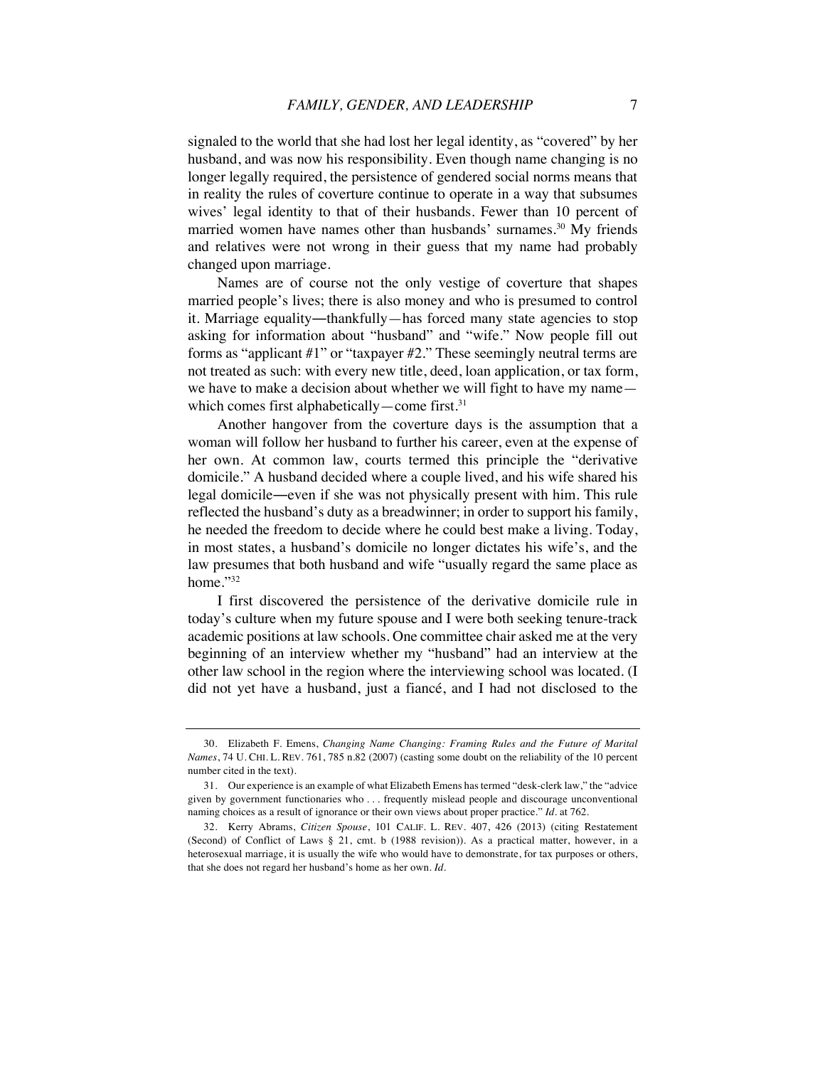signaled to the world that she had lost her legal identity, as "covered" by her husband, and was now his responsibility. Even though name changing is no longer legally required, the persistence of gendered social norms means that in reality the rules of coverture continue to operate in a way that subsumes wives' legal identity to that of their husbands. Fewer than 10 percent of married women have names other than husbands' surnames.[30] My friends and relatives were not wrong in their guess that my name had probably changed upon marriage.

Names are of course not the only vestige of coverture that shapes married people's lives; there is also money and who is presumed to control it. Marriage equality—thankfully—has forced many state agencies to stop asking for information about "husband" and "wife." Now people fill out forms as "applicant #1" or "taxpayer #2." These seemingly neutral terms are not treated as such: with every new title, deed, loan application, or tax form, we have to make a decision about whether we will fight to have my name—which comes first alphabetically—come first.[31]

Another hangover from the coverture days is the assumption that a woman will follow her husband to further his career, even at the expense of her own. At common law, courts termed this principle the "derivative domicile." A husband decided where a couple lived, and his wife shared his legal domicile—even if she was not physically present with him. This rule reflected the husband's duty as a breadwinner; in order to support his family, he needed the freedom to decide where he could best make a living. Today, in most states, a husband's domicile no longer dictates his wife's, and the law presumes that both husband and wife "usually regard the same place as home."[32]

I first discovered the persistence of the derivative domicile rule in today's culture when my future spouse and I were both seeking tenure-track academic positions at law schools. One committee chair asked me at the very beginning of an interview whether my "husband" had an interview at the other law school in the region where the interviewing school was located. (I did not yet have a husband, just a fiancé, and I had not disclosed to the

---

30. Elizabeth F. Emens, *Changing Name Changing: Framing Rules and the Future of Marital Names*, 74 U. CHI. L. REV. 761, 785 n.82 (2007) (casting some doubt on the reliability of the 10 percent number cited in the text).

31. Our experience is an example of what Elizabeth Emens has termed "desk-clerk law," the "advice given by government functionaries who . . . frequently mislead people and discourage unconventional naming choices as a result of ignorance or their own views about proper practice." *Id.* at 762.

32. Kerry Abrams, *Citizen Spouse*, 101 CALIF. L. REV. 407, 426 (2013) (citing Restatement (Second) of Conflict of Laws § 21, cmt. b (1988 revision)). As a practical matter, however, in a heterosexual marriage, it is usually the wife who would have to demonstrate, for tax purposes or others, that she does not regard her husband's home as her own. *Id.*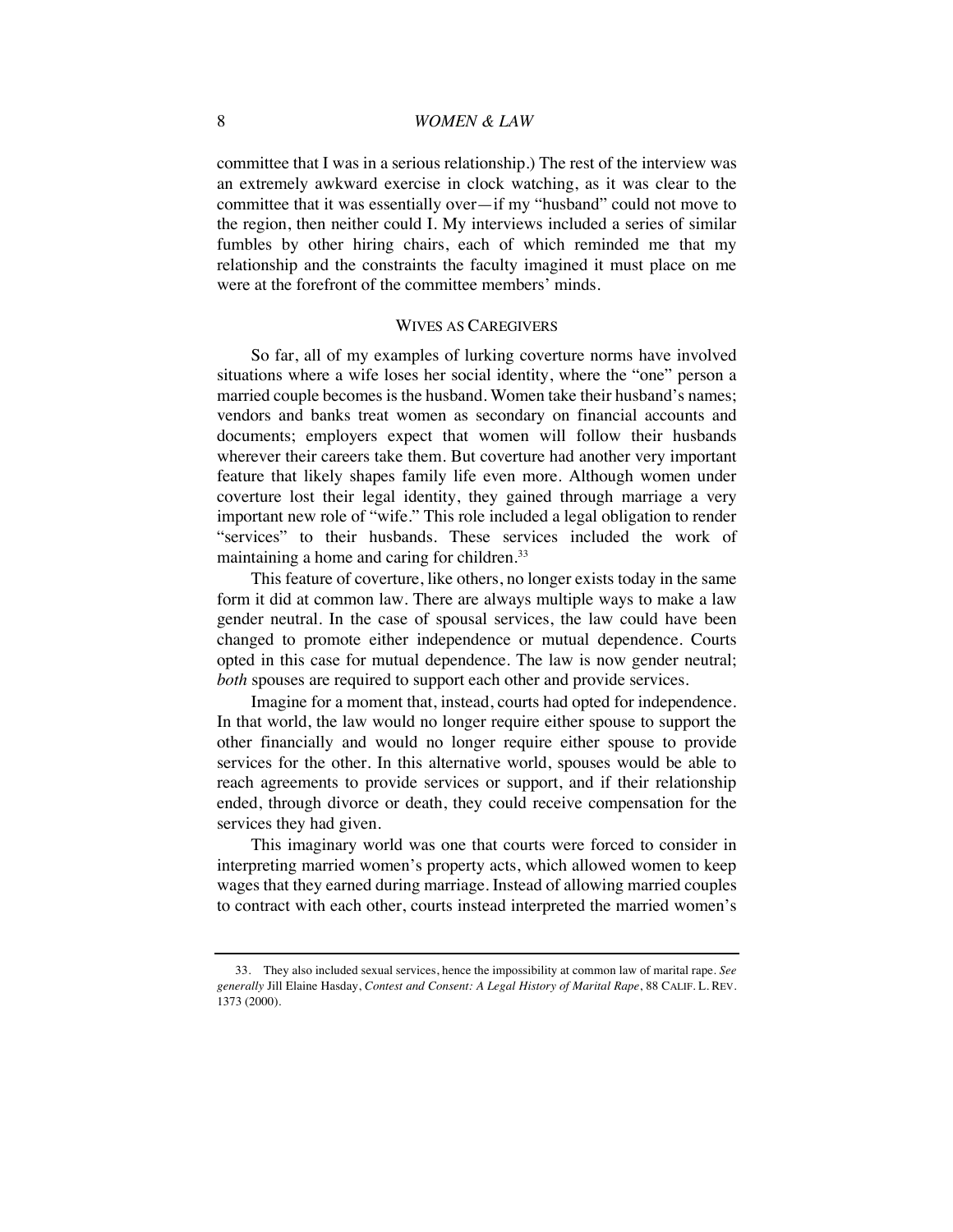committee that I was in a serious relationship.) The rest of the interview was an extremely awkward exercise in clock watching, as it was clear to the committee that it was essentially over—if my "husband" could not move to the region, then neither could I. My interviews included a series of similar fumbles by other hiring chairs, each of which reminded me that my relationship and the constraints the faculty imagined it must place on me were at the forefront of the committee members' minds.

## WIVES AS CAREGIVERS

So far, all of my examples of lurking coverture norms have involved situations where a wife loses her social identity, where the "one" person a married couple becomes is the husband. Women take their husband's names; vendors and banks treat women as secondary on financial accounts and documents; employers expect that women will follow their husbands wherever their careers take them. But coverture had another very important feature that likely shapes family life even more. Although women under coverture lost their legal identity, they gained through marriage a very important new role of "wife." This role included a legal obligation to render "services" to their husbands. These services included the work of maintaining a home and caring for children.[33]

This feature of coverture, like others, no longer exists today in the same form it did at common law. There are always multiple ways to make a law gender neutral. In the case of spousal services, the law could have been changed to promote either independence or mutual dependence. Courts opted in this case for mutual dependence. The law is now gender neutral; *both* spouses are required to support each other and provide services.

Imagine for a moment that, instead, courts had opted for independence. In that world, the law would no longer require either spouse to support the other financially and would no longer require either spouse to provide services for the other. In this alternative world, spouses would be able to reach agreements to provide services or support, and if their relationship ended, through divorce or death, they could receive compensation for the services they had given.

This imaginary world was one that courts were forced to consider in interpreting married women's property acts, which allowed women to keep wages that they earned during marriage. Instead of allowing married couples to contract with each other, courts instead interpreted the married women's

---

33. They also included sexual services, hence the impossibility at common law of marital rape. *See generally* Jill Elaine Hasday, *Contest and Consent: A Legal History of Marital Rape*, 88 CALIF. L. REV. 1373 (2000).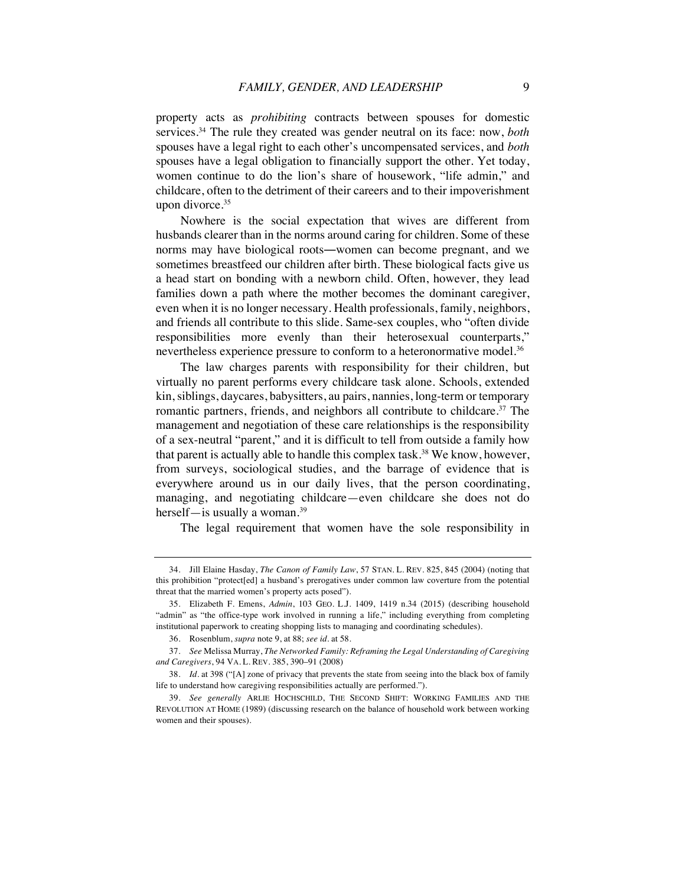property acts as *prohibiting* contracts between spouses for domestic services.[34] The rule they created was gender neutral on its face: now, *both* spouses have a legal right to each other's uncompensated services, and *both* spouses have a legal obligation to financially support the other. Yet today, women continue to do the lion's share of housework, "life admin," and childcare, often to the detriment of their careers and to their impoverishment upon divorce.[35]

Nowhere is the social expectation that wives are different from husbands clearer than in the norms around caring for children. Some of these norms may have biological roots—women can become pregnant, and we sometimes breastfeed our children after birth. These biological facts give us a head start on bonding with a newborn child. Often, however, they lead families down a path where the mother becomes the dominant caregiver, even when it is no longer necessary. Health professionals, family, neighbors, and friends all contribute to this slide. Same-sex couples, who "often divide responsibilities more evenly than their heterosexual counterparts," nevertheless experience pressure to conform to a heteronormative model.[36]

The law charges parents with responsibility for their children, but virtually no parent performs every childcare task alone. Schools, extended kin, siblings, daycares, babysitters, au pairs, nannies, long-term or temporary romantic partners, friends, and neighbors all contribute to childcare.[37] The management and negotiation of these care relationships is the responsibility of a sex-neutral "parent," and it is difficult to tell from outside a family how that parent is actually able to handle this complex task.[38] We know, however, from surveys, sociological studies, and the barrage of evidence that is everywhere around us in our daily lives, that the person coordinating, managing, and negotiating childcare—even childcare she does not do herself—is usually a woman.[39]

The legal requirement that women have the sole responsibility in

---

34. Jill Elaine Hasday, *The Canon of Family Law*, 57 STAN. L. REV. 825, 845 (2004) (noting that this prohibition "protect[ed] a husband's prerogatives under common law coverture from the potential threat that the married women's property acts posed").

35. Elizabeth F. Emens, *Admin*, 103 GEO. L.J. 1409, 1419 n.34 (2015) (describing household "admin" as "the office-type work involved in running a life," including everything from completing institutional paperwork to creating shopping lists to managing and coordinating schedules).

36. Rosenblum, *supra* note 9, at 88; *see id.* at 58.

37. *See* Melissa Murray, *The Networked Family: Reframing the Legal Understanding of Caregiving and Caregivers*, 94 VA. L. REV. 385, 390–91 (2008)

38. *Id.* at 398 ("[A] zone of privacy that prevents the state from seeing into the black box of family life to understand how caregiving responsibilities actually are performed.").

39. *See generally* ARLIE HOCHSCHILD, THE SECOND SHIFT: WORKING FAMILIES AND THE REVOLUTION AT HOME (1989) (discussing research on the balance of household work between working women and their spouses).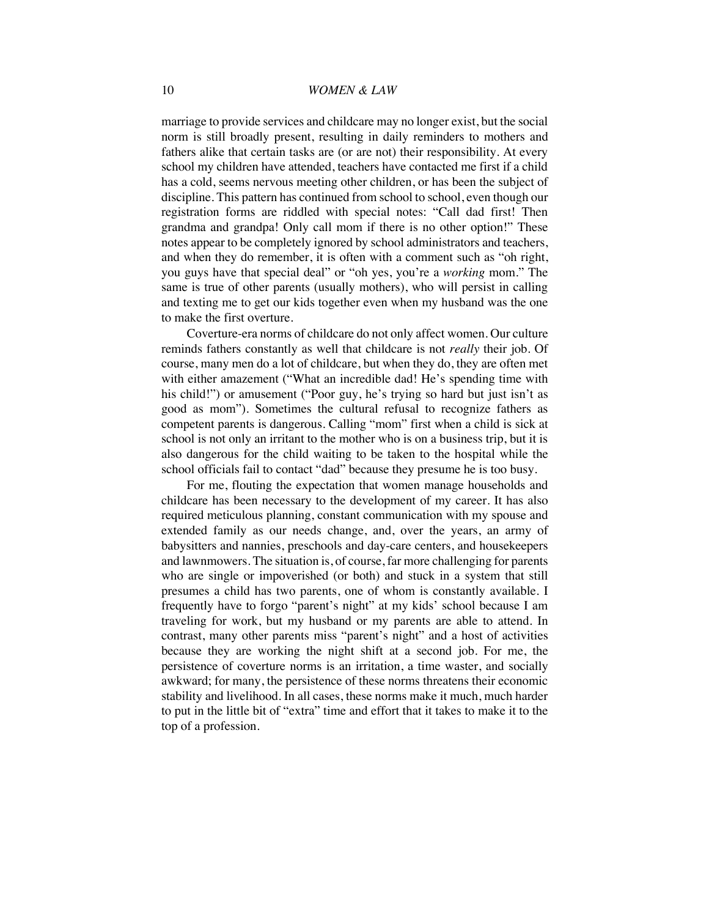marriage to provide services and childcare may no longer exist, but the social norm is still broadly present, resulting in daily reminders to mothers and fathers alike that certain tasks are (or are not) their responsibility. At every school my children have attended, teachers have contacted me first if a child has a cold, seems nervous meeting other children, or has been the subject of discipline. This pattern has continued from school to school, even though our registration forms are riddled with special notes: "Call dad first! Then grandma and grandpa! Only call mom if there is no other option!" These notes appear to be completely ignored by school administrators and teachers, and when they do remember, it is often with a comment such as "oh right, you guys have that special deal" or "oh yes, you're a *working* mom." The same is true of other parents (usually mothers), who will persist in calling and texting me to get our kids together even when my husband was the one to make the first overture.

Coverture-era norms of childcare do not only affect women. Our culture reminds fathers constantly as well that childcare is not *really* their job. Of course, many men do a lot of childcare, but when they do, they are often met with either amazement ("What an incredible dad! He's spending time with his child!") or amusement ("Poor guy, he's trying so hard but just isn't as good as mom"). Sometimes the cultural refusal to recognize fathers as competent parents is dangerous. Calling "mom" first when a child is sick at school is not only an irritant to the mother who is on a business trip, but it is also dangerous for the child waiting to be taken to the hospital while the school officials fail to contact "dad" because they presume he is too busy.

For me, flouting the expectation that women manage households and childcare has been necessary to the development of my career. It has also required meticulous planning, constant communication with my spouse and extended family as our needs change, and, over the years, an army of babysitters and nannies, preschools and day-care centers, and housekeepers and lawnmowers. The situation is, of course, far more challenging for parents who are single or impoverished (or both) and stuck in a system that still presumes a child has two parents, one of whom is constantly available. I frequently have to forgo "parent's night" at my kids' school because I am traveling for work, but my husband or my parents are able to attend. In contrast, many other parents miss "parent's night" and a host of activities because they are working the night shift at a second job. For me, the persistence of coverture norms is an irritation, a time waster, and socially awkward; for many, the persistence of these norms threatens their economic stability and livelihood. In all cases, these norms make it much, much harder to put in the little bit of "extra" time and effort that it takes to make it to the top of a profession.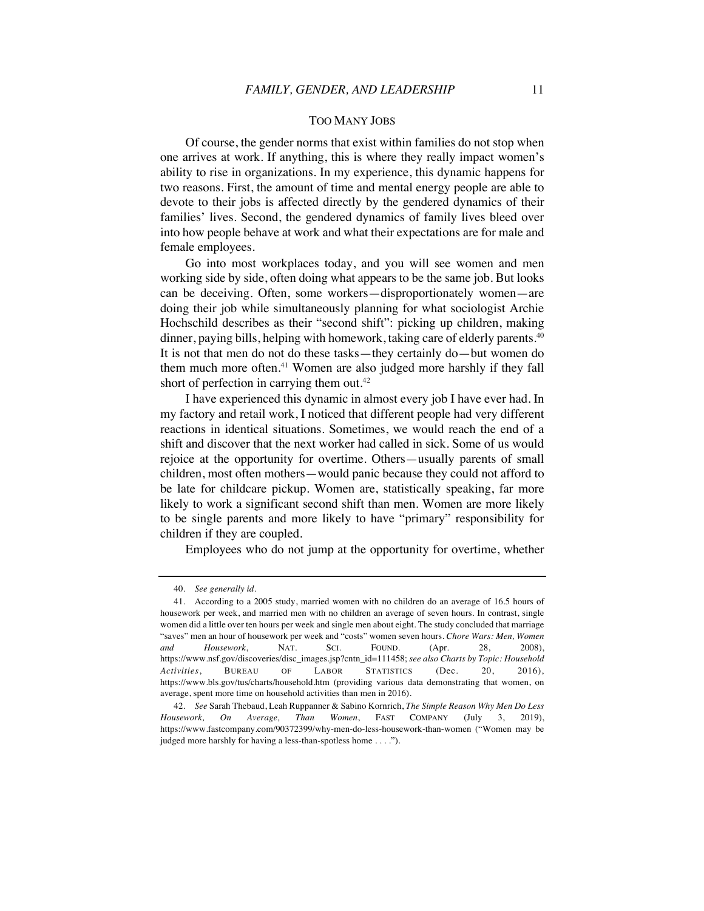## TOO MANY JOBS

Of course, the gender norms that exist within families do not stop when one arrives at work. If anything, this is where they really impact women's ability to rise in organizations. In my experience, this dynamic happens for two reasons. First, the amount of time and mental energy people are able to devote to their jobs is affected directly by the gendered dynamics of their families' lives. Second, the gendered dynamics of family lives bleed over into how people behave at work and what their expectations are for male and female employees.

Go into most workplaces today, and you will see women and men working side by side, often doing what appears to be the same job. But looks can be deceiving. Often, some workers—disproportionately women—are doing their job while simultaneously planning for what sociologist Archie Hochschild describes as their "second shift": picking up children, making dinner, paying bills, helping with homework, taking care of elderly parents.[40] It is not that men do not do these tasks—they certainly do—but women do them much more often.[41] Women are also judged more harshly if they fall short of perfection in carrying them out.[42]

I have experienced this dynamic in almost every job I have ever had. In my factory and retail work, I noticed that different people had very different reactions in identical situations. Sometimes, we would reach the end of a shift and discover that the next worker had called in sick. Some of us would rejoice at the opportunity for overtime. Others—usually parents of small children, most often mothers—would panic because they could not afford to be late for childcare pickup. Women are, statistically speaking, far more likely to work a significant second shift than men. Women are more likely to be single parents and more likely to have "primary" responsibility for children if they are coupled.

Employees who do not jump at the opportunity for overtime, whether

---

40. *See generally id.*

41. According to a 2005 study, married women with no children do an average of 16.5 hours of housework per week, and married men with no children an average of seven hours. In contrast, single women did a little over ten hours per week and single men about eight. The study concluded that marriage "saves" men an hour of housework per week and "costs" women seven hours. *Chore Wars: Men, Women and Housework*, NAT. SCI. FOUND. (Apr. 28, 2008), https://www.nsf.gov/discoveries/disc_images.jsp?cntn_id=111458; *see also Charts by Topic: Household Activities*, BUREAU OF LABOR STATISTICS (Dec. 20, 2016), https://www.bls.gov/tus/charts/household.htm (providing various data demonstrating that women, on average, spent more time on household activities than men in 2016).

42. *See* Sarah Thebaud, Leah Ruppanner & Sabino Kornrich, *The Simple Reason Why Men Do Less Housework, On Average, Than Women*, FAST COMPANY (July 3, 2019), https://www.fastcompany.com/90372399/why-men-do-less-housework-than-women ("Women may be judged more harshly for having a less-than-spotless home . . . .").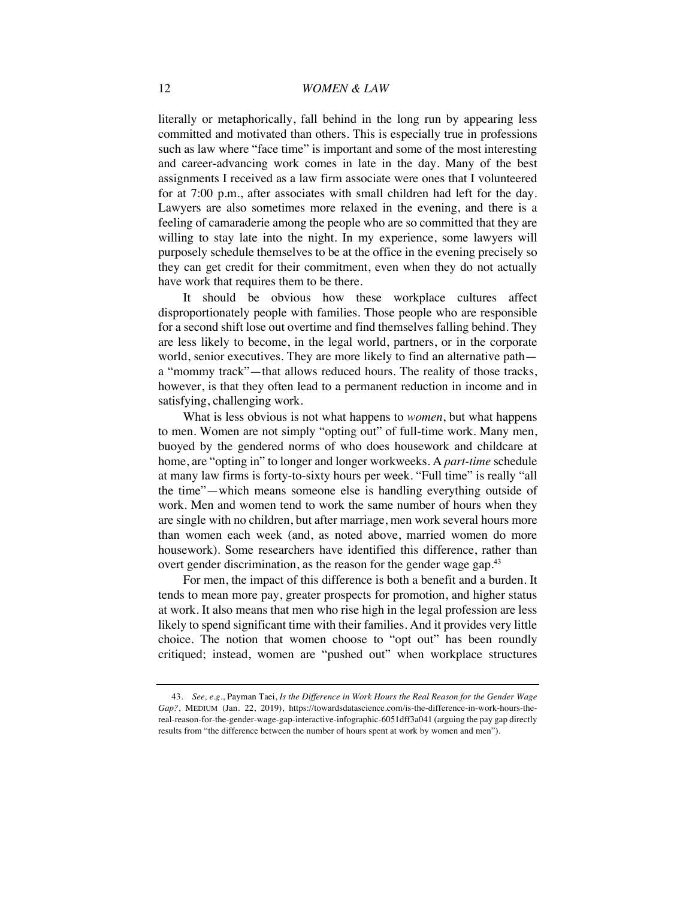literally or metaphorically, fall behind in the long run by appearing less committed and motivated than others. This is especially true in professions such as law where "face time" is important and some of the most interesting and career-advancing work comes in late in the day. Many of the best assignments I received as a law firm associate were ones that I volunteered for at 7:00 p.m., after associates with small children had left for the day. Lawyers are also sometimes more relaxed in the evening, and there is a feeling of camaraderie among the people who are so committed that they are willing to stay late into the night. In my experience, some lawyers will purposely schedule themselves to be at the office in the evening precisely so they can get credit for their commitment, even when they do not actually have work that requires them to be there.

It should be obvious how these workplace cultures affect disproportionately people with families. Those people who are responsible for a second shift lose out overtime and find themselves falling behind. They are less likely to become, in the legal world, partners, or in the corporate world, senior executives. They are more likely to find an alternative path—a "mommy track"—that allows reduced hours. The reality of those tracks, however, is that they often lead to a permanent reduction in income and in satisfying, challenging work.

What is less obvious is not what happens to *women*, but what happens to men. Women are not simply "opting out" of full-time work. Many men, buoyed by the gendered norms of who does housework and childcare at home, are "opting in" to longer and longer workweeks. A *part-time* schedule at many law firms is forty-to-sixty hours per week. "Full time" is really "all the time"—which means someone else is handling everything outside of work. Men and women tend to work the same number of hours when they are single with no children, but after marriage, men work several hours more than women each week (and, as noted above, married women do more housework). Some researchers have identified this difference, rather than overt gender discrimination, as the reason for the gender wage gap.[43]

For men, the impact of this difference is both a benefit and a burden. It tends to mean more pay, greater prospects for promotion, and higher status at work. It also means that men who rise high in the legal profession are less likely to spend significant time with their families. And it provides very little choice. The notion that women choose to "opt out" has been roundly critiqued; instead, women are "pushed out" when workplace structures

---

43. *See, e.g.*, Payman Taei, *Is the Difference in Work Hours the Real Reason for the Gender Wage Gap?*, MEDIUM (Jan. 22, 2019), https://towardsdatascience.com/is-the-difference-in-work-hours-the-real-reason-for-the-gender-wage-gap-interactive-infographic-6051dff3a041 (arguing the pay gap directly results from "the difference between the number of hours spent at work by women and men").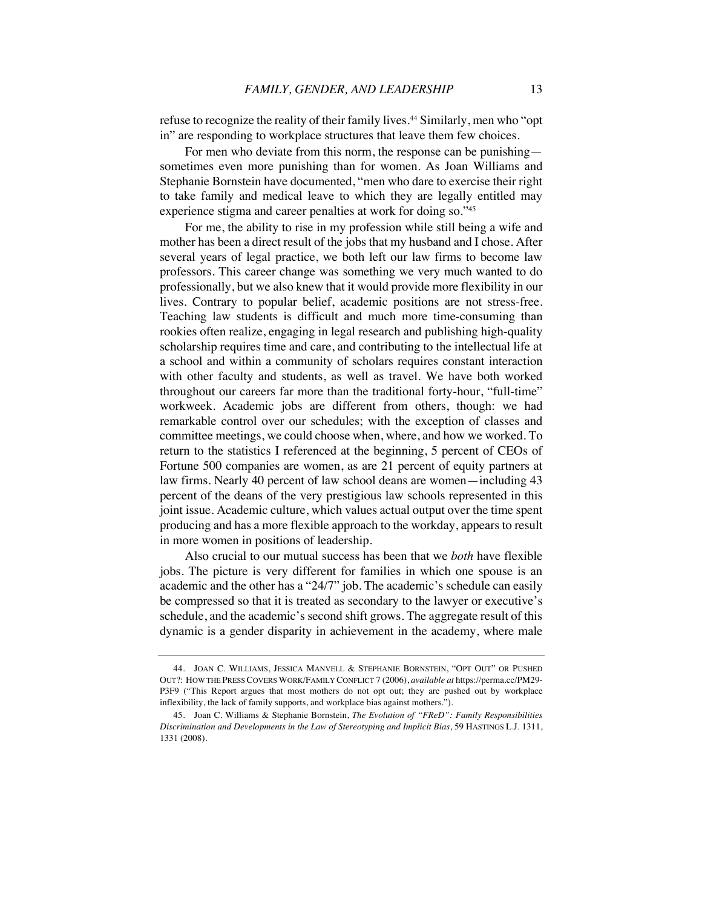refuse to recognize the reality of their family lives.[44] Similarly, men who "opt in" are responding to workplace structures that leave them few choices.

For men who deviate from this norm, the response can be punishing—sometimes even more punishing than for women. As Joan Williams and Stephanie Bornstein have documented, "men who dare to exercise their right to take family and medical leave to which they are legally entitled may experience stigma and career penalties at work for doing so."[45]

For me, the ability to rise in my profession while still being a wife and mother has been a direct result of the jobs that my husband and I chose. After several years of legal practice, we both left our law firms to become law professors. This career change was something we very much wanted to do professionally, but we also knew that it would provide more flexibility in our lives. Contrary to popular belief, academic positions are not stress-free. Teaching law students is difficult and much more time-consuming than rookies often realize, engaging in legal research and publishing high-quality scholarship requires time and care, and contributing to the intellectual life at a school and within a community of scholars requires constant interaction with other faculty and students, as well as travel. We have both worked throughout our careers far more than the traditional forty-hour, "full-time" workweek. Academic jobs are different from others, though: we had remarkable control over our schedules; with the exception of classes and committee meetings, we could choose when, where, and how we worked. To return to the statistics I referenced at the beginning, 5 percent of CEOs of Fortune 500 companies are women, as are 21 percent of equity partners at law firms. Nearly 40 percent of law school deans are women—including 43 percent of the deans of the very prestigious law schools represented in this joint issue. Academic culture, which values actual output over the time spent producing and has a more flexible approach to the workday, appears to result in more women in positions of leadership.

Also crucial to our mutual success has been that we *both* have flexible jobs. The picture is very different for families in which one spouse is an academic and the other has a "24/7" job. The academic's schedule can easily be compressed so that it is treated as secondary to the lawyer or executive's schedule, and the academic's second shift grows. The aggregate result of this dynamic is a gender disparity in achievement in the academy, where male

---

44. JOAN C. WILLIAMS, JESSICA MANVELL & STEPHANIE BORNSTEIN, "OPT OUT" OR PUSHED OUT?: HOW THE PRESS COVERS WORK/FAMILY CONFLICT 7 (2006), *available at* https://perma.cc/PM29-P3F9 ("This Report argues that most mothers do not opt out; they are pushed out by workplace inflexibility, the lack of family supports, and workplace bias against mothers.").

45. Joan C. Williams & Stephanie Bornstein, *The Evolution of "FReD": Family Responsibilities Discrimination and Developments in the Law of Stereotyping and Implicit Bias*, 59 HASTINGS L.J. 1311, 1331 (2008).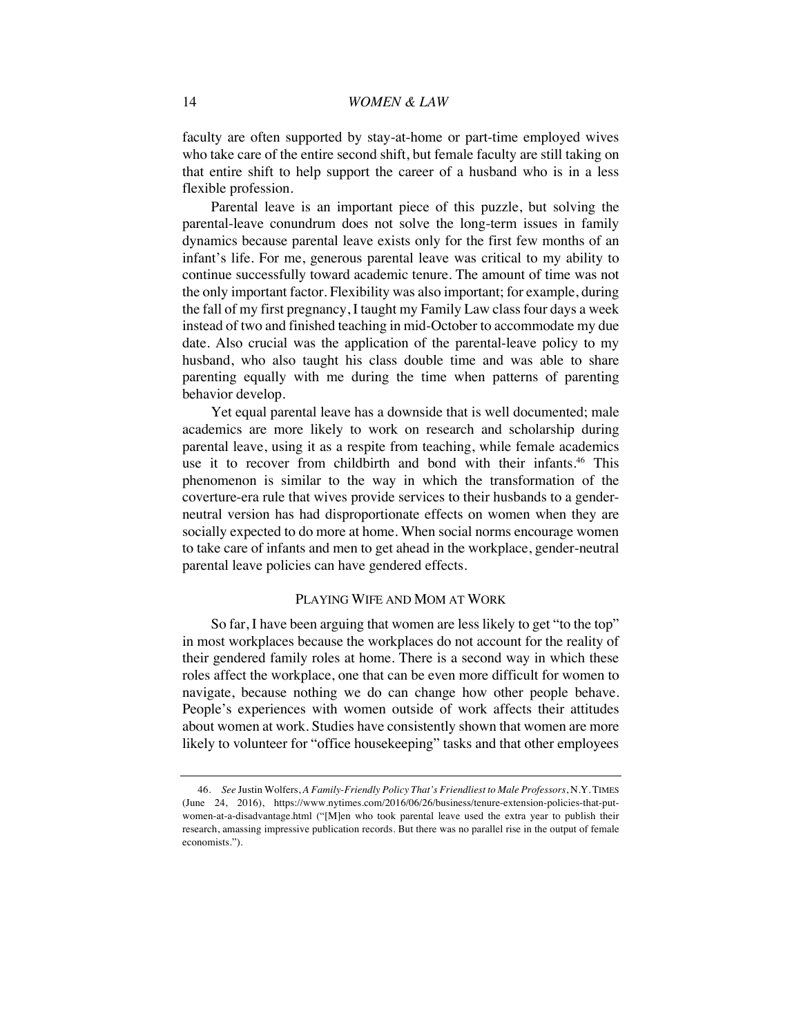faculty are often supported by stay-at-home or part-time employed wives who take care of the entire second shift, but female faculty are still taking on that entire shift to help support the career of a husband who is in a less flexible profession.

Parental leave is an important piece of this puzzle, but solving the parental-leave conundrum does not solve the long-term issues in family dynamics because parental leave exists only for the first few months of an infant's life. For me, generous parental leave was critical to my ability to continue successfully toward academic tenure. The amount of time was not the only important factor. Flexibility was also important; for example, during the fall of my first pregnancy, I taught my Family Law class four days a week instead of two and finished teaching in mid-October to accommodate my due date. Also crucial was the application of the parental-leave policy to my husband, who also taught his class double time and was able to share parenting equally with me during the time when patterns of parenting behavior develop.

Yet equal parental leave has a downside that is well documented; male academics are more likely to work on research and scholarship during parental leave, using it as a respite from teaching, while female academics use it to recover from childbirth and bond with their infants.[46] This phenomenon is similar to the way in which the transformation of the coverture-era rule that wives provide services to their husbands to a gender-neutral version has had disproportionate effects on women when they are socially expected to do more at home. When social norms encourage women to take care of infants and men to get ahead in the workplace, gender-neutral parental leave policies can have gendered effects.

## PLAYING WIFE AND MOM AT WORK

So far, I have been arguing that women are less likely to get "to the top" in most workplaces because the workplaces do not account for the reality of their gendered family roles at home. There is a second way in which these roles affect the workplace, one that can be even more difficult for women to navigate, because nothing we do can change how other people behave. People's experiences with women outside of work affects their attitudes about women at work. Studies have consistently shown that women are more likely to volunteer for "office housekeeping" tasks and that other employees

---

46. *See* Justin Wolfers, *A Family-Friendly Policy That's Friendliest to Male Professors*, N.Y. TIMES (June 24, 2016), https://www.nytimes.com/2016/06/26/business/tenure-extension-policies-that-put-women-at-a-disadvantage.html ("[M]en who took parental leave used the extra year to publish their research, amassing impressive publication records. But there was no parallel rise in the output of female economists.").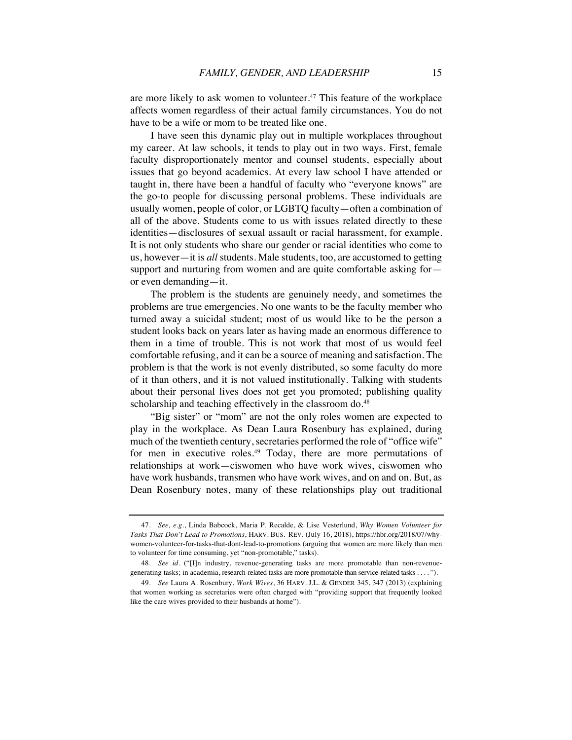are more likely to ask women to volunteer.[47] This feature of the workplace affects women regardless of their actual family circumstances. You do not have to be a wife or mom to be treated like one.

I have seen this dynamic play out in multiple workplaces throughout my career. At law schools, it tends to play out in two ways. First, female faculty disproportionately mentor and counsel students, especially about issues that go beyond academics. At every law school I have attended or taught in, there have been a handful of faculty who "everyone knows" are the go-to people for discussing personal problems. These individuals are usually women, people of color, or LGBTQ faculty—often a combination of all of the above. Students come to us with issues related directly to these identities—disclosures of sexual assault or racial harassment, for example. It is not only students who share our gender or racial identities who come to us, however—it is *all* students. Male students, too, are accustomed to getting support and nurturing from women and are quite comfortable asking for—or even demanding—it.

The problem is the students are genuinely needy, and sometimes the problems are true emergencies. No one wants to be the faculty member who turned away a suicidal student; most of us would like to be the person a student looks back on years later as having made an enormous difference to them in a time of trouble. This is not work that most of us would feel comfortable refusing, and it can be a source of meaning and satisfaction. The problem is that the work is not evenly distributed, so some faculty do more of it than others, and it is not valued institutionally. Talking with students about their personal lives does not get you promoted; publishing quality scholarship and teaching effectively in the classroom do.[48]

"Big sister" or "mom" are not the only roles women are expected to play in the workplace. As Dean Laura Rosenbury has explained, during much of the twentieth century, secretaries performed the role of "office wife" for men in executive roles.[49] Today, there are more permutations of relationships at work—ciswomen who have work wives, ciswomen who have work husbands, transmen who have work wives, and on and on. But, as Dean Rosenbury notes, many of these relationships play out traditional

---

47. *See, e.g.*, Linda Babcock, Maria P. Recalde, & Lise Vesterlund, *Why Women Volunteer for Tasks That Don't Lead to Promotions*, HARV. BUS. REV. (July 16, 2018), https://hbr.org/2018/07/why-women-volunteer-for-tasks-that-dont-lead-to-promotions (arguing that women are more likely than men to volunteer for time consuming, yet "non-promotable," tasks).

48. *See id.* ("[I]n industry, revenue-generating tasks are more promotable than non-revenue-generating tasks; in academia, research-related tasks are more promotable than service-related tasks . . . .").

49. *See* Laura A. Rosenbury, *Work Wives*, 36 HARV. J.L. & GENDER 345, 347 (2013) (explaining that women working as secretaries were often charged with "providing support that frequently looked like the care wives provided to their husbands at home").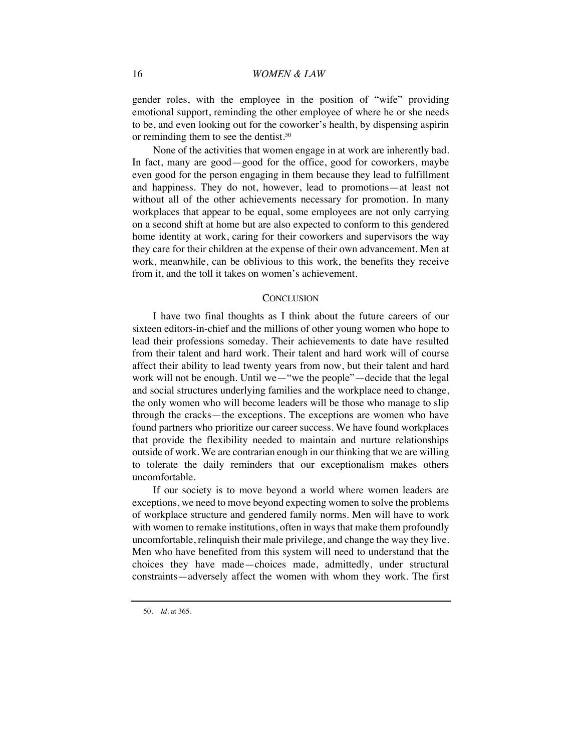gender roles, with the employee in the position of "wife" providing emotional support, reminding the other employee of where he or she needs to be, and even looking out for the coworker's health, by dispensing aspirin or reminding them to see the dentist.[50]

None of the activities that women engage in at work are inherently bad. In fact, many are good—good for the office, good for coworkers, maybe even good for the person engaging in them because they lead to fulfillment and happiness. They do not, however, lead to promotions—at least not without all of the other achievements necessary for promotion. In many workplaces that appear to be equal, some employees are not only carrying on a second shift at home but are also expected to conform to this gendered home identity at work, caring for their coworkers and supervisors the way they care for their children at the expense of their own advancement. Men at work, meanwhile, can be oblivious to this work, the benefits they receive from it, and the toll it takes on women's achievement.

## CONCLUSION

I have two final thoughts as I think about the future careers of our sixteen editors-in-chief and the millions of other young women who hope to lead their professions someday. Their achievements to date have resulted from their talent and hard work. Their talent and hard work will of course affect their ability to lead twenty years from now, but their talent and hard work will not be enough. Until we—"we the people"—decide that the legal and social structures underlying families and the workplace need to change, the only women who will become leaders will be those who manage to slip through the cracks—the exceptions. The exceptions are women who have found partners who prioritize our career success. We have found workplaces that provide the flexibility needed to maintain and nurture relationships outside of work. We are contrarian enough in our thinking that we are willing to tolerate the daily reminders that our exceptionalism makes others uncomfortable.

If our society is to move beyond a world where women leaders are exceptions, we need to move beyond expecting women to solve the problems of workplace structure and gendered family norms. Men will have to work with women to remake institutions, often in ways that make them profoundly uncomfortable, relinquish their male privilege, and change the way they live. Men who have benefited from this system will need to understand that the choices they have made—choices made, admittedly, under structural constraints—adversely affect the women with whom they work. The first

---

50. *Id*. at 365.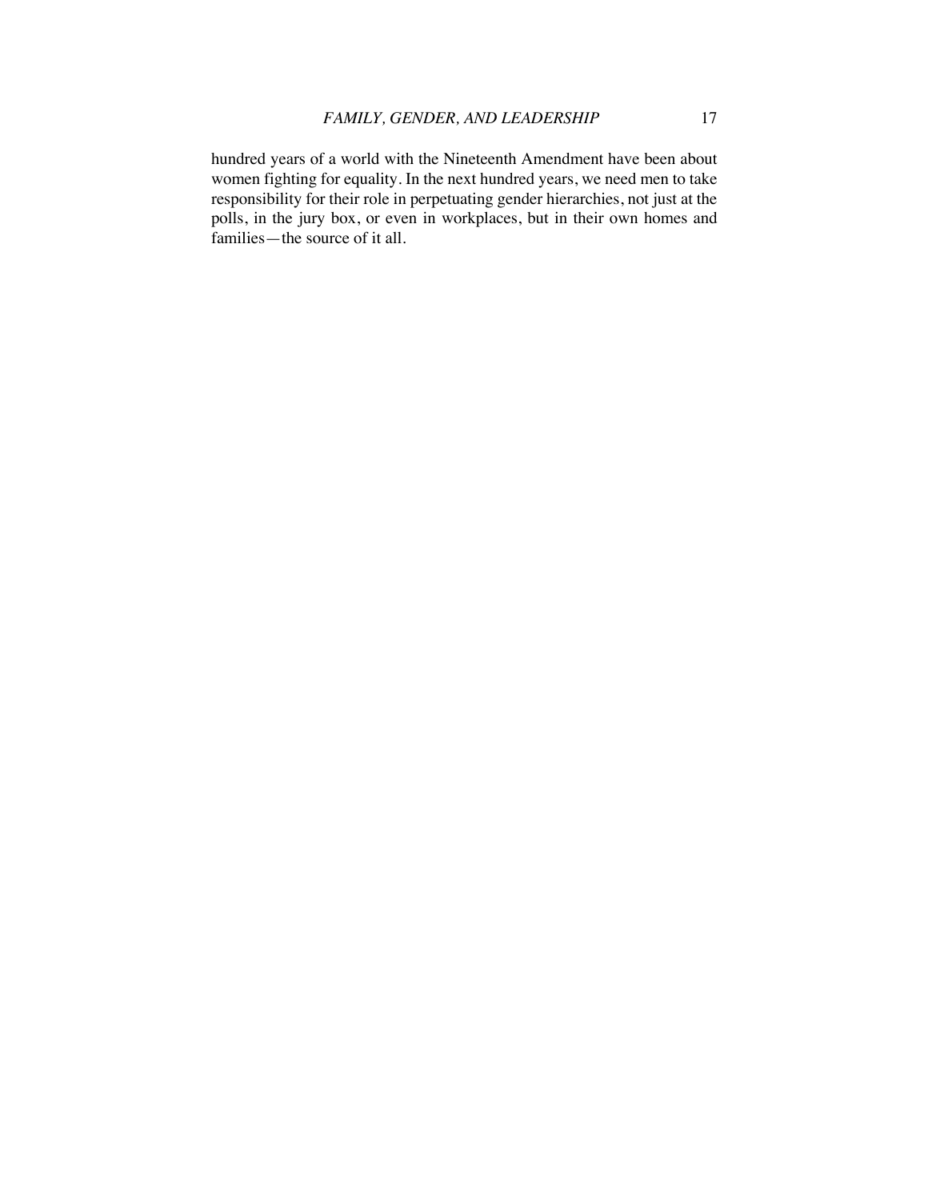hundred years of a world with the Nineteenth Amendment have been about women fighting for equality. In the next hundred years, we need men to take responsibility for their role in perpetuating gender hierarchies, not just at the polls, in the jury box, or even in workplaces, but in their own homes and families—the source of it all.